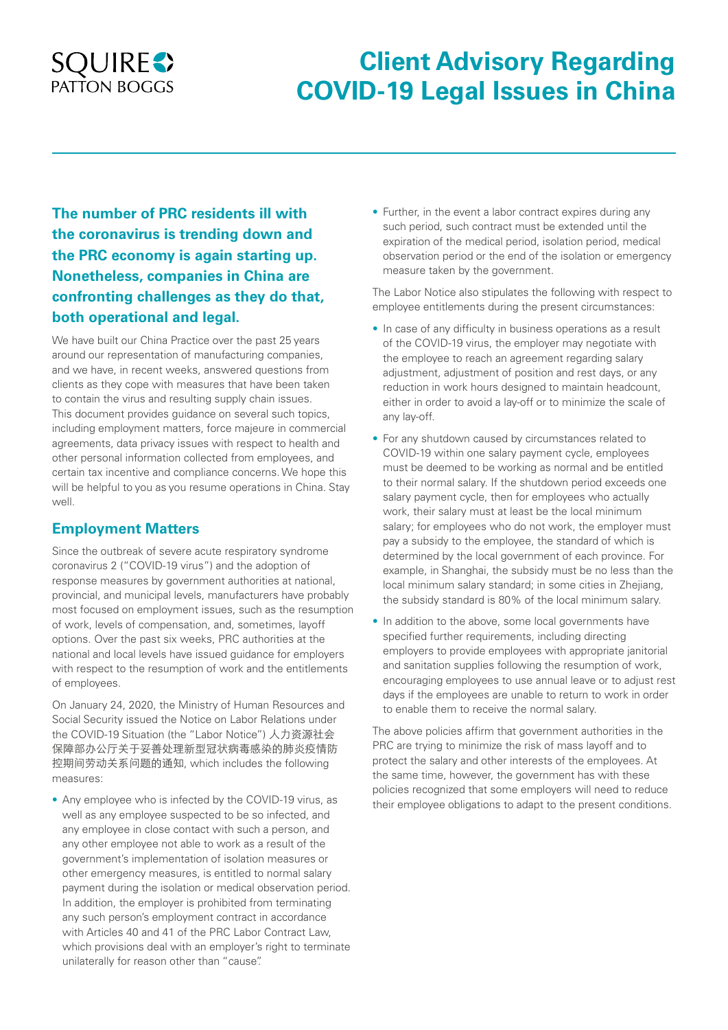# Client Advisory Regarding COVID-19 Legal Issues in China

**The number of PRC residents ill with the coronavirus is trending down and the PRC economy is again starting up. Nonetheless, companies in China are confronting challenges as they do that, both operational and legal.**

We have built our China Practice over the past 25 years around our representation of manufacturing companies, and we have, in recent weeks, answered questions from clients as they cope with measures that have been taken to contain the virus and resulting supply chain issues. This document provides guidance on several such topics, including employment matters, force majeure in commercial agreements, data privacy issues with respect to health and other personal information collected from employees, and certain tax incentive and compliance concerns. We hope this will be helpful to you as you resume operations in China. Stay well.

## Employment Matters

Since the outbreak of severe acute respiratory syndrome coronavirus 2 ("COVID-19 virus") and the adoption of response measures by government authorities at national, provincial, and municipal levels, manufacturers have probably most focused on employment issues, such as the resumption of work, levels of compensation, and, sometimes, layoff options. Over the past six weeks, PRC authorities at the national and local levels have issued guidance for employers with respect to the resumption of work and the entitlements of employees.

On January 24, 2020, the Ministry of Human Resources and Social Security issued the Notice on Labor Relations under the COVID-19 Situation (the "Labor Notice") 人力资源社会保障部办公厅关于妥善处理新型冠状病毒感染的肺炎疫情防控期间劳动关系问题的通知, which includes the following measures:

- Any employee who is infected by the COVID-19 virus, as well as any employee suspected to be so infected, and any employee in close contact with such a person, and any other employee not able to work as a result of the government's implementation of isolation measures or other emergency measures, is entitled to normal salary payment during the isolation or medical observation period. In addition, the employer is prohibited from terminating any such person's employment contract in accordance with Articles 40 and 41 of the PRC Labor Contract Law, which provisions deal with an employer's right to terminate unilaterally for reason other than "cause".
- Further, in the event a labor contract expires during any such period, such contract must be extended until the expiration of the medical period, isolation period, medical observation period or the end of the isolation or emergency measure taken by the government.

The Labor Notice also stipulates the following with respect to employee entitlements during the present circumstances:

- In case of any difficulty in business operations as a result of the COVID-19 virus, the employer may negotiate with the employee to reach an agreement regarding salary adjustment, adjustment of position and rest days, or any reduction in work hours designed to maintain headcount, either in order to avoid a lay-off or to minimize the scale of any lay-off.
- For any shutdown caused by circumstances related to COVID-19 within one salary payment cycle, employees must be deemed to be working as normal and be entitled to their normal salary. If the shutdown period exceeds one salary payment cycle, then for employees who actually work, their salary must at least be the local minimum salary; for employees who do not work, the employer must pay a subsidy to the employee, the standard of which is determined by the local government of each province. For example, in Shanghai, the subsidy must be no less than the local minimum salary standard; in some cities in Zhejiang, the subsidy standard is 80% of the local minimum salary.
- In addition to the above, some local governments have specified further requirements, including directing employers to provide employees with appropriate janitorial and sanitation supplies following the resumption of work, encouraging employees to use annual leave or to adjust rest days if the employees are unable to return to work in order to enable them to receive the normal salary.

The above policies affirm that government authorities in the PRC are trying to minimize the risk of mass layoff and to protect the salary and other interests of the employees. At the same time, however, the government has with these policies recognized that some employers will need to reduce their employee obligations to adapt to the present conditions.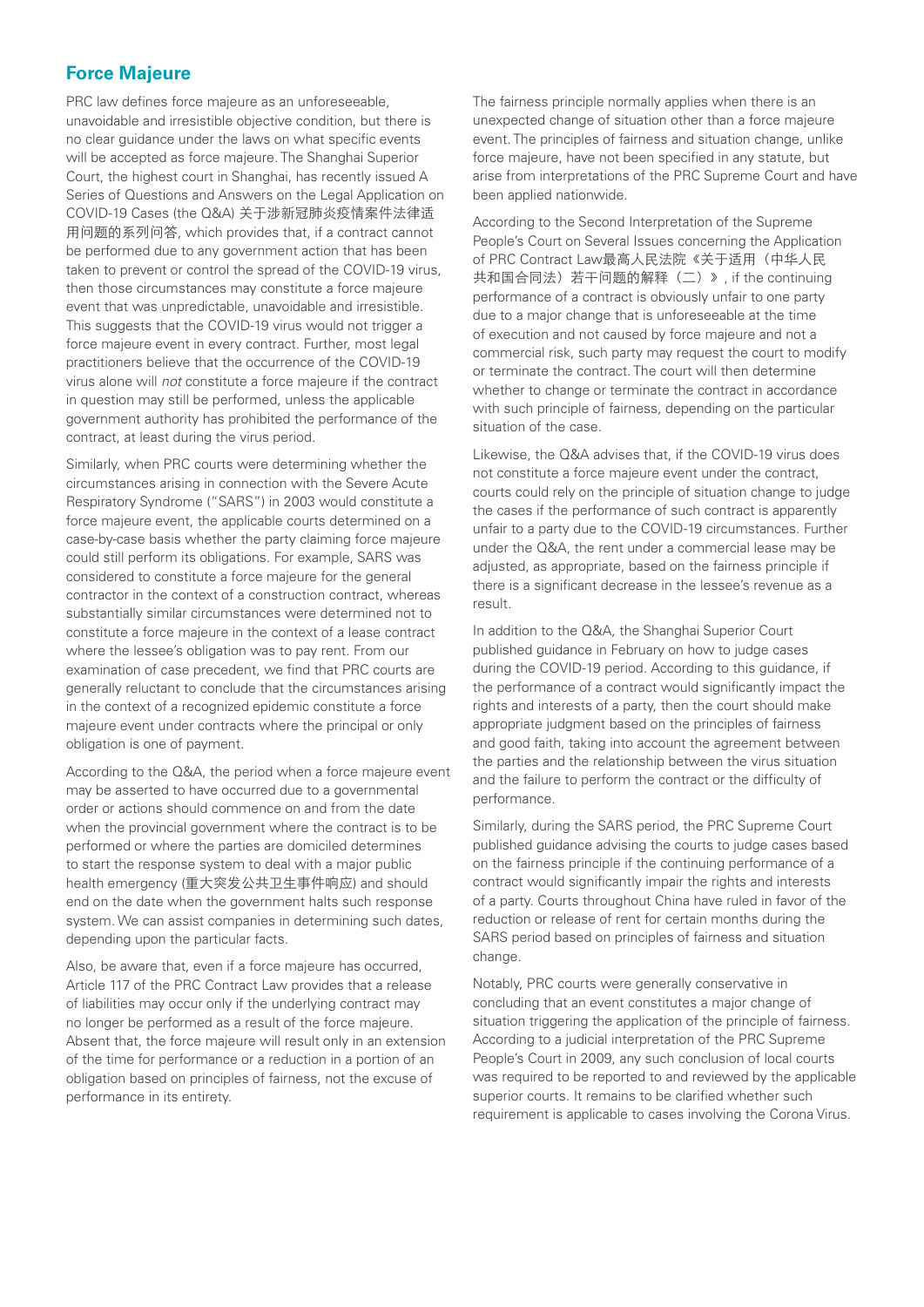## Force Majeure

PRC law defines force majeure as an unforeseeable, unavoidable and irresistible objective condition, but there is no clear guidance under the laws on what specific events will be accepted as force majeure. The Shanghai Superior Court, the highest court in Shanghai, has recently issued A Series of Questions and Answers on the Legal Application on COVID-19 Cases (the Q&A) 关于涉新冠肺炎疫情案件法律适用问题的系列问答, which provides that, if a contract cannot be performed due to any government action that has been taken to prevent or control the spread of the COVID-19 virus, then those circumstances may constitute a force majeure event that was unpredictable, unavoidable and irresistible. This suggests that the COVID-19 virus would not trigger a force majeure event in every contract. Further, most legal practitioners believe that the occurrence of the COVID-19 virus alone will *not* constitute a force majeure if the contract in question may still be performed, unless the applicable government authority has prohibited the performance of the contract, at least during the virus period.

Similarly, when PRC courts were determining whether the circumstances arising in connection with the Severe Acute Respiratory Syndrome ("SARS") in 2003 would constitute a force majeure event, the applicable courts determined on a case-by-case basis whether the party claiming force majeure could still perform its obligations. For example, SARS was considered to constitute a force majeure for the general contractor in the context of a construction contract, whereas substantially similar circumstances were determined not to constitute a force majeure in the context of a lease contract where the lessee's obligation was to pay rent. From our examination of case precedent, we find that PRC courts are generally reluctant to conclude that the circumstances arising in the context of a recognized epidemic constitute a force majeure event under contracts where the principal or only obligation is one of payment.

According to the Q&A, the period when a force majeure event may be asserted to have occurred due to a governmental order or actions should commence on and from the date when the provincial government where the contract is to be performed or where the parties are domiciled determines to start the response system to deal with a major public health emergency (重大突发公共卫生事件响应) and should end on the date when the government halts such response system. We can assist companies in determining such dates, depending upon the particular facts.

Also, be aware that, even if a force majeure has occurred, Article 117 of the PRC Contract Law provides that a release of liabilities may occur only if the underlying contract may no longer be performed as a result of the force majeure. Absent that, the force majeure will result only in an extension of the time for performance or a reduction in a portion of an obligation based on principles of fairness, not the excuse of performance in its entirety.

The fairness principle normally applies when there is an unexpected change of situation other than a force majeure event. The principles of fairness and situation change, unlike force majeure, have not been specified in any statute, but arise from interpretations of the PRC Supreme Court and have been applied nationwide.

According to the Second Interpretation of the Supreme People's Court on Several Issues concerning the Application of PRC Contract Law最高人民法院《关于适用（中华人民共和国合同法）若干问题的解释（二）》, if the continuing performance of a contract is obviously unfair to one party due to a major change that is unforeseeable at the time of execution and not caused by force majeure and not a commercial risk, such party may request the court to modify or terminate the contract. The court will then determine whether to change or terminate the contract in accordance with such principle of fairness, depending on the particular situation of the case.

Likewise, the Q&A advises that, if the COVID-19 virus does not constitute a force majeure event under the contract, courts could rely on the principle of situation change to judge the cases if the performance of such contract is apparently unfair to a party due to the COVID-19 circumstances. Further under the Q&A, the rent under a commercial lease may be adjusted, as appropriate, based on the fairness principle if there is a significant decrease in the lessee's revenue as a result.

In addition to the Q&A, the Shanghai Superior Court published guidance in February on how to judge cases during the COVID-19 period. According to this guidance, if the performance of a contract would significantly impact the rights and interests of a party, then the court should make appropriate judgment based on the principles of fairness and good faith, taking into account the agreement between the parties and the relationship between the virus situation and the failure to perform the contract or the difficulty of performance.

Similarly, during the SARS period, the PRC Supreme Court published guidance advising the courts to judge cases based on the fairness principle if the continuing performance of a contract would significantly impair the rights and interests of a party. Courts throughout China have ruled in favor of the reduction or release of rent for certain months during the SARS period based on principles of fairness and situation change.

Notably, PRC courts were generally conservative in concluding that an event constitutes a major change of situation triggering the application of the principle of fairness. According to a judicial interpretation of the PRC Supreme People's Court in 2009, any such conclusion of local courts was required to be reported to and reviewed by the applicable superior courts. It remains to be clarified whether such requirement is applicable to cases involving the Corona Virus.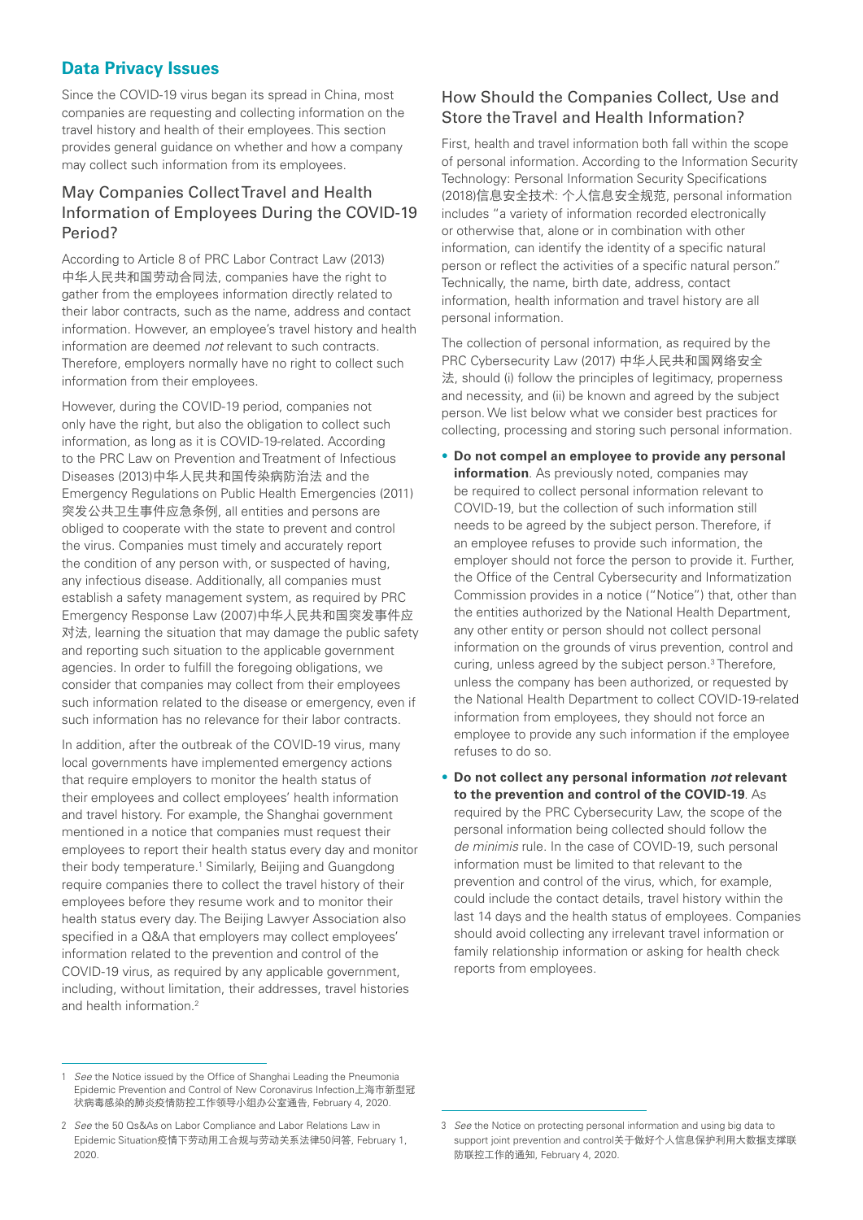## Data Privacy Issues

Since the COVID-19 virus began its spread in China, most companies are requesting and collecting information on the travel history and health of their employees. This section provides general guidance on whether and how a company may collect such information from its employees.

### May Companies Collect Travel and Health Information of Employees During the COVID-19 Period?

According to Article 8 of PRC Labor Contract Law (2013) 中华人民共和国劳动合同法, companies have the right to gather from the employees information directly related to their labor contracts, such as the name, address and contact information. However, an employee's travel history and health information are deemed *not* relevant to such contracts. Therefore, employers normally have no right to collect such information from their employees.

However, during the COVID-19 period, companies not only have the right, but also the obligation to collect such information, as long as it is COVID-19-related. According to the PRC Law on Prevention and Treatment of Infectious Diseases (2013)中华人民共和国传染病防治法 and the Emergency Regulations on Public Health Emergencies (2011) 突发公共卫生事件应急条例, all entities and persons are obliged to cooperate with the state to prevent and control the virus. Companies must timely and accurately report the condition of any person with, or suspected of having, any infectious disease. Additionally, all companies must establish a safety management system, as required by PRC Emergency Response Law (2007)中华人民共和国突发事件应对法, learning the situation that may damage the public safety and reporting such situation to the applicable government agencies. In order to fulfill the foregoing obligations, we consider that companies may collect from their employees such information related to the disease or emergency, even if such information has no relevance for their labor contracts.

In addition, after the outbreak of the COVID-19 virus, many local governments have implemented emergency actions that require employers to monitor the health status of their employees and collect employees' health information and travel history. For example, the Shanghai government mentioned in a notice that companies must request their employees to report their health status every day and monitor their body temperature.[1] Similarly, Beijing and Guangdong require companies there to collect the travel history of their employees before they resume work and to monitor their health status every day. The Beijing Lawyer Association also specified in a Q&A that employers may collect employees' information related to the prevention and control of the COVID-19 virus, as required by any applicable government, including, without limitation, their addresses, travel histories and health information.[2]

### How Should the Companies Collect, Use and Store the Travel and Health Information?

First, health and travel information both fall within the scope of personal information. According to the Information Security Technology: Personal Information Security Specifications (2018)信息安全技术: 个人信息安全规范, personal information includes "a variety of information recorded electronically or otherwise that, alone or in combination with other information, can identify the identity of a specific natural person or reflect the activities of a specific natural person." Technically, the name, birth date, address, contact information, health information and travel history are all personal information.

The collection of personal information, as required by the PRC Cybersecurity Law (2017) 中华人民共和国网络安全法, should (i) follow the principles of legitimacy, properness and necessity, and (ii) be known and agreed by the subject person. We list below what we consider best practices for collecting, processing and storing such personal information.

- **Do not compel an employee to provide any personal information**. As previously noted, companies may be required to collect personal information relevant to COVID-19, but the collection of such information still needs to be agreed by the subject person. Therefore, if an employee refuses to provide such information, the employer should not force the person to provide it. Further, the Office of the Central Cybersecurity and Informatization Commission provides in a notice ("Notice") that, other than the entities authorized by the National Health Department, any other entity or person should not collect personal information on the grounds of virus prevention, control and curing, unless agreed by the subject person.[3] Therefore, unless the company has been authorized, or requested by the National Health Department to collect COVID-19-related information from employees, they should not force an employee to provide any such information if the employee refuses to do so.
- **Do not collect any personal information *not* relevant to the prevention and control of the COVID-19**. As required by the PRC Cybersecurity Law, the scope of the personal information being collected should follow the *de minimis* rule. In the case of COVID-19, such personal information must be limited to that relevant to the prevention and control of the virus, which, for example, could include the contact details, travel history within the last 14 days and the health status of employees. Companies should avoid collecting any irrelevant travel information or family relationship information or asking for health check reports from employees.

---

1 *See* the Notice issued by the Office of Shanghai Leading the Pneumonia Epidemic Prevention and Control of New Coronavirus Infection上海市新型冠状病毒感染的肺炎疫情防控工作领导小组办公室通告, February 4, 2020.

2 *See* the 50 Qs&As on Labor Compliance and Labor Relations Law in Epidemic Situation疫情下劳动用工合规与劳动关系法律50问答, February 1, 2020.

3 *See* the Notice on protecting personal information and using big data to support joint prevention and control关于做好个人信息保护利用大数据支撑联防联控工作的通知, February 4, 2020.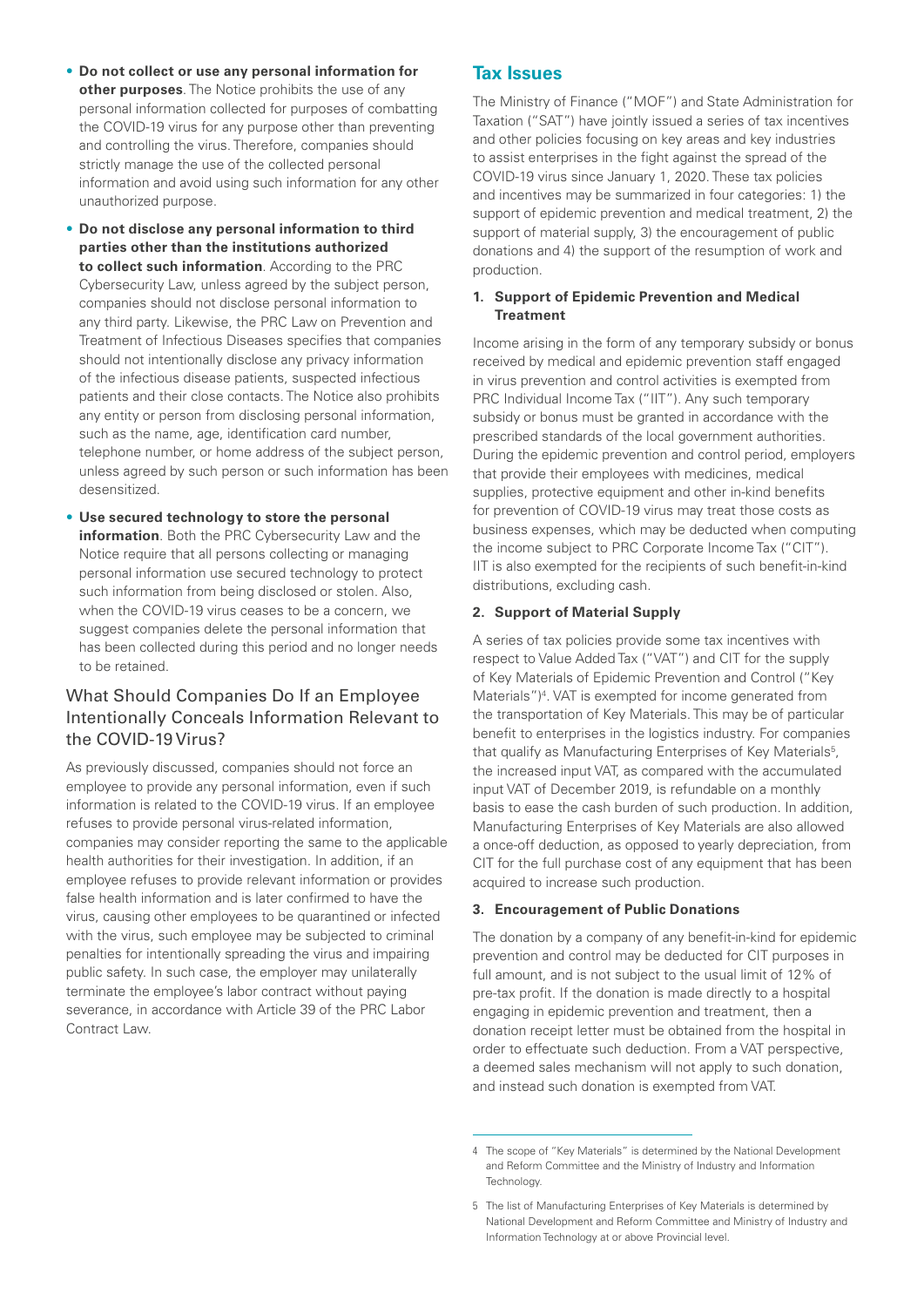- **Do not collect or use any personal information for other purposes**. The Notice prohibits the use of any personal information collected for purposes of combatting the COVID-19 virus for any purpose other than preventing and controlling the virus. Therefore, companies should strictly manage the use of the collected personal information and avoid using such information for any other unauthorized purpose.
- **Do not disclose any personal information to third parties other than the institutions authorized to collect such information**. According to the PRC Cybersecurity Law, unless agreed by the subject person, companies should not disclose personal information to any third party. Likewise, the PRC Law on Prevention and Treatment of Infectious Diseases specifies that companies should not intentionally disclose any privacy information of the infectious disease patients, suspected infectious patients and their close contacts. The Notice also prohibits any entity or person from disclosing personal information, such as the name, age, identification card number, telephone number, or home address of the subject person, unless agreed by such person or such information has been desensitized.
- **Use secured technology to store the personal information**. Both the PRC Cybersecurity Law and the Notice require that all persons collecting or managing personal information use secured technology to protect such information from being disclosed or stolen. Also, when the COVID-19 virus ceases to be a concern, we suggest companies delete the personal information that has been collected during this period and no longer needs to be retained.

### What Should Companies Do If an Employee Intentionally Conceals Information Relevant to the COVID-19 Virus?

As previously discussed, companies should not force an employee to provide any personal information, even if such information is related to the COVID-19 virus. If an employee refuses to provide personal virus-related information, companies may consider reporting the same to the applicable health authorities for their investigation. In addition, if an employee refuses to provide relevant information or provides false health information and is later confirmed to have the virus, causing other employees to be quarantined or infected with the virus, such employee may be subjected to criminal penalties for intentionally spreading the virus and impairing public safety. In such case, the employer may unilaterally terminate the employee's labor contract without paying severance, in accordance with Article 39 of the PRC Labor Contract Law.

## Tax Issues

The Ministry of Finance ("MOF") and State Administration for Taxation ("SAT") have jointly issued a series of tax incentives and other policies focusing on key areas and key industries to assist enterprises in the fight against the spread of the COVID-19 virus since January 1, 2020. These tax policies and incentives may be summarized in four categories: 1) the support of epidemic prevention and medical treatment, 2) the support of material supply, 3) the encouragement of public donations and 4) the support of the resumption of work and production.

#### 1. Support of Epidemic Prevention and Medical Treatment

Income arising in the form of any temporary subsidy or bonus received by medical and epidemic prevention staff engaged in virus prevention and control activities is exempted from PRC Individual Income Tax ("IIT"). Any such temporary subsidy or bonus must be granted in accordance with the prescribed standards of the local government authorities. During the epidemic prevention and control period, employers that provide their employees with medicines, medical supplies, protective equipment and other in-kind benefits for prevention of COVID-19 virus may treat those costs as business expenses, which may be deducted when computing the income subject to PRC Corporate Income Tax ("CIT"). IIT is also exempted for the recipients of such benefit-in-kind distributions, excluding cash.

#### 2. Support of Material Supply

A series of tax policies provide some tax incentives with respect to Value Added Tax ("VAT") and CIT for the supply of Key Materials of Epidemic Prevention and Control ("Key Materials")[4]. VAT is exempted for income generated from the transportation of Key Materials. This may be of particular benefit to enterprises in the logistics industry. For companies that qualify as Manufacturing Enterprises of Key Materials[5], the increased input VAT, as compared with the accumulated input VAT of December 2019, is refundable on a monthly basis to ease the cash burden of such production. In addition, Manufacturing Enterprises of Key Materials are also allowed a once-off deduction, as opposed to yearly depreciation, from CIT for the full purchase cost of any equipment that has been acquired to increase such production.

#### 3. Encouragement of Public Donations

The donation by a company of any benefit-in-kind for epidemic prevention and control may be deducted for CIT purposes in full amount, and is not subject to the usual limit of 12% of pre-tax profit. If the donation is made directly to a hospital engaging in epidemic prevention and treatment, then a donation receipt letter must be obtained from the hospital in order to effectuate such deduction. From a VAT perspective, a deemed sales mechanism will not apply to such donation, and instead such donation is exempted from VAT.

---

4 The scope of "Key Materials" is determined by the National Development and Reform Committee and the Ministry of Industry and Information Technology.

5 The list of Manufacturing Enterprises of Key Materials is determined by National Development and Reform Committee and Ministry of Industry and Information Technology at or above Provincial level.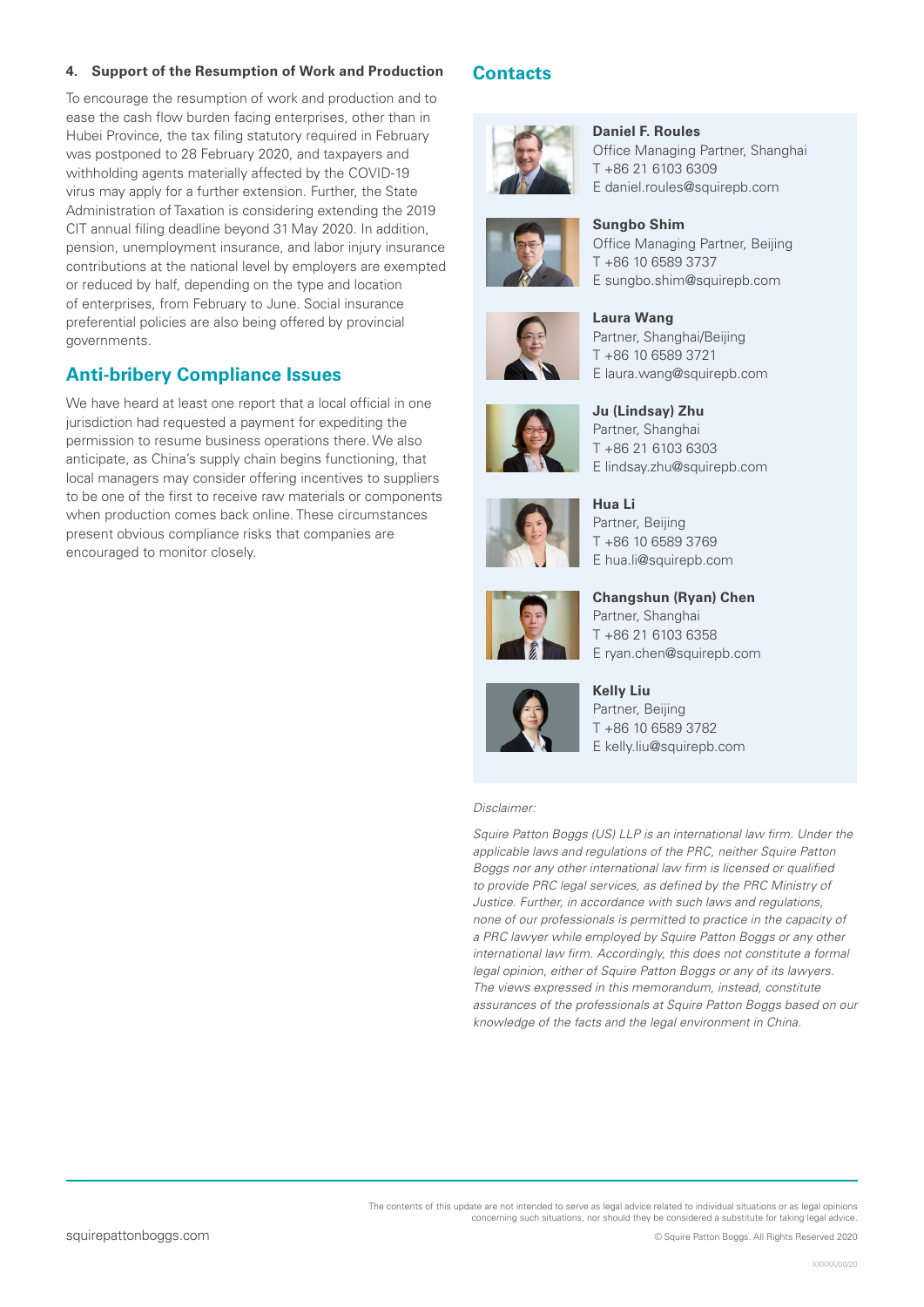**4. Support of the Resumption of Work and Production**

To encourage the resumption of work and production and to ease the cash flow burden facing enterprises, other than in Hubei Province, the tax filing statutory required in February was postponed to 28 February 2020, and taxpayers and withholding agents materially affected by the COVID-19 virus may apply for a further extension. Further, the State Administration of Taxation is considering extending the 2019 CIT annual filing deadline beyond 31 May 2020. In addition, pension, unemployment insurance, and labor injury insurance contributions at the national level by employers are exempted or reduced by half, depending on the type and location of enterprises, from February to June. Social insurance preferential policies are also being offered by provincial governments.

## Anti-bribery Compliance Issues

We have heard at least one report that a local official in one jurisdiction had requested a payment for expediting the permission to resume business operations there. We also anticipate, as China's supply chain begins functioning, that local managers may consider offering incentives to suppliers to be one of the first to receive raw materials or components when production comes back online. These circumstances present obvious compliance risks that companies are encouraged to monitor closely.

## Contacts

**Daniel F. Roules**
Office Managing Partner, Shanghai
T +86 21 6103 6309
E daniel.roules@squirepb.com

**Sungbo Shim**
Office Managing Partner, Beijing
T +86 10 6589 3737
E sungbo.shim@squirepb.com

**Laura Wang**
Partner, Shanghai/Beijing
T +86 10 6589 3721
E laura.wang@squirepb.com

**Ju (Lindsay) Zhu**
Partner, Shanghai
T +86 21 6103 6303
E lindsay.zhu@squirepb.com

**Hua Li**
Partner, Beijing
T +86 10 6589 3769
E hua.li@squirepb.com

**Changshun (Ryan) Chen**
Partner, Shanghai
T +86 21 6103 6358
E ryan.chen@squirepb.com

**Kelly Liu**
Partner, Beijing
T +86 10 6589 3782
E kelly.liu@squirepb.com

*Disclaimer:*

*Squire Patton Boggs (US) LLP is an international law firm. Under the applicable laws and regulations of the PRC, neither Squire Patton Boggs nor any other international law firm is licensed or qualified to provide PRC legal services, as defined by the PRC Ministry of Justice. Further, in accordance with such laws and regulations, none of our professionals is permitted to practice in the capacity of a PRC lawyer while employed by Squire Patton Boggs or any other international law firm. Accordingly, this does not constitute a formal legal opinion, either of Squire Patton Boggs or any of its lawyers. The views expressed in this memorandum, instead, constitute assurances of the professionals at Squire Patton Boggs based on our knowledge of the facts and the legal environment in China.*

The contents of this update are not intended to serve as legal advice related to individual situations or as legal opinions concerning such situations, nor should they be considered a substitute for taking legal advice.

squirepattonboggs.com

© Squire Patton Boggs. All Rights Reserved 2020

XXXXX/00/20